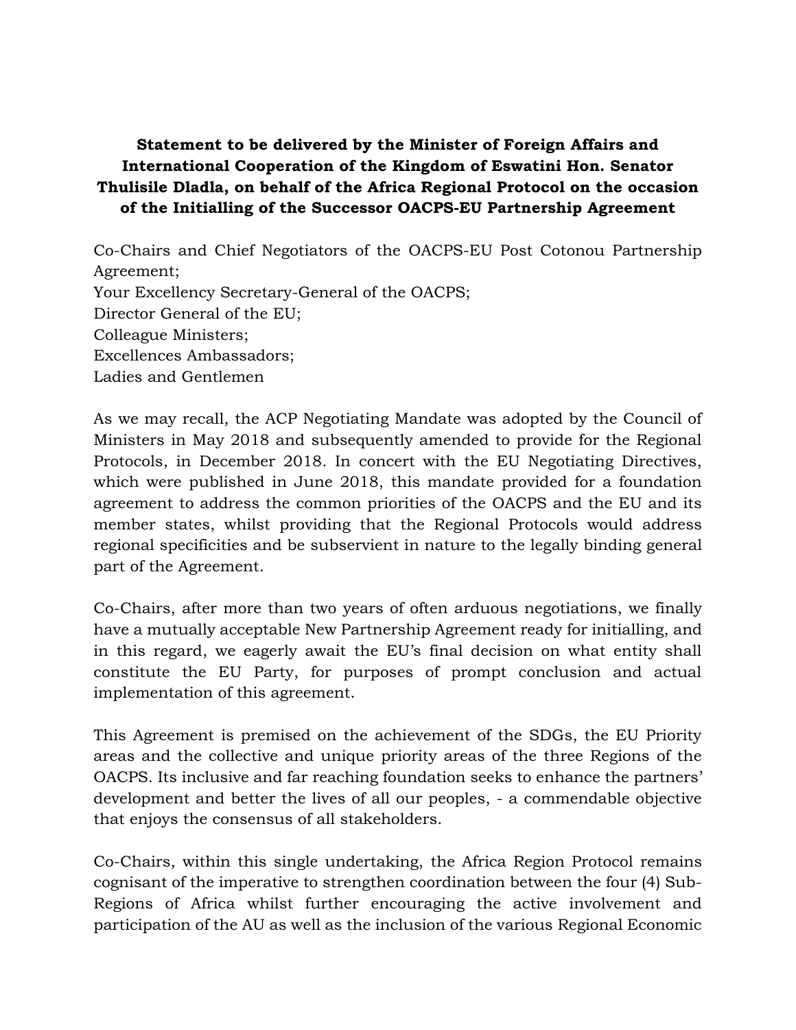**Statement to be delivered by the Minister of Foreign Affairs and International Cooperation of the Kingdom of Eswatini Hon. Senator Thulisile Dladla, on behalf of the Africa Regional Protocol on the occasion of the Initialling of the Successor OACPS-EU Partnership Agreement**

Co-Chairs and Chief Negotiators of the OACPS-EU Post Cotonou Partnership Agreement;
Your Excellency Secretary-General of the OACPS;
Director General of the EU;
Colleague Ministers;
Excellences Ambassadors;
Ladies and Gentlemen

As we may recall, the ACP Negotiating Mandate was adopted by the Council of Ministers in May 2018 and subsequently amended to provide for the Regional Protocols, in December 2018. In concert with the EU Negotiating Directives, which were published in June 2018, this mandate provided for a foundation agreement to address the common priorities of the OACPS and the EU and its member states, whilst providing that the Regional Protocols would address regional specificities and be subservient in nature to the legally binding general part of the Agreement.

Co-Chairs, after more than two years of often arduous negotiations, we finally have a mutually acceptable New Partnership Agreement ready for initialling, and in this regard, we eagerly await the EU's final decision on what entity shall constitute the EU Party, for purposes of prompt conclusion and actual implementation of this agreement.

This Agreement is premised on the achievement of the SDGs, the EU Priority areas and the collective and unique priority areas of the three Regions of the OACPS. Its inclusive and far reaching foundation seeks to enhance the partners' development and better the lives of all our peoples, - a commendable objective that enjoys the consensus of all stakeholders.

Co-Chairs, within this single undertaking, the Africa Region Protocol remains cognisant of the imperative to strengthen coordination between the four (4) Sub-Regions of Africa whilst further encouraging the active involvement and participation of the AU as well as the inclusion of the various Regional Economic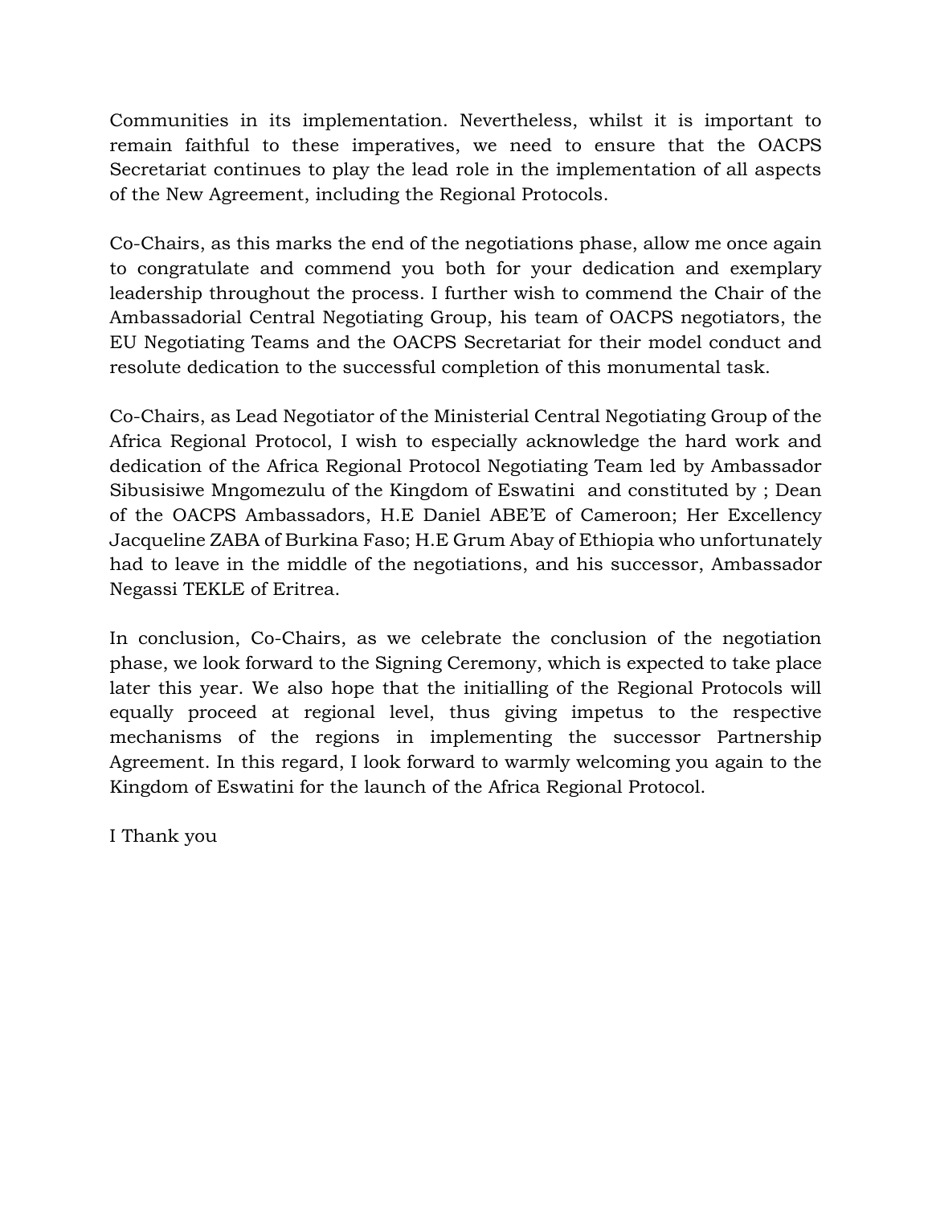Communities in its implementation. Nevertheless, whilst it is important to remain faithful to these imperatives, we need to ensure that the OACPS Secretariat continues to play the lead role in the implementation of all aspects of the New Agreement, including the Regional Protocols.

Co-Chairs, as this marks the end of the negotiations phase, allow me once again to congratulate and commend you both for your dedication and exemplary leadership throughout the process. I further wish to commend the Chair of the Ambassadorial Central Negotiating Group, his team of OACPS negotiators, the EU Negotiating Teams and the OACPS Secretariat for their model conduct and resolute dedication to the successful completion of this monumental task.

Co-Chairs, as Lead Negotiator of the Ministerial Central Negotiating Group of the Africa Regional Protocol, I wish to especially acknowledge the hard work and dedication of the Africa Regional Protocol Negotiating Team led by Ambassador Sibusisiwe Mngomezulu of the Kingdom of Eswatini and constituted by ; Dean of the OACPS Ambassadors, H.E Daniel ABE'E of Cameroon; Her Excellency Jacqueline ZABA of Burkina Faso; H.E Grum Abay of Ethiopia who unfortunately had to leave in the middle of the negotiations, and his successor, Ambassador Negassi TEKLE of Eritrea.

In conclusion, Co-Chairs, as we celebrate the conclusion of the negotiation phase, we look forward to the Signing Ceremony, which is expected to take place later this year. We also hope that the initialling of the Regional Protocols will equally proceed at regional level, thus giving impetus to the respective mechanisms of the regions in implementing the successor Partnership Agreement. In this regard, I look forward to warmly welcoming you again to the Kingdom of Eswatini for the launch of the Africa Regional Protocol.

I Thank you